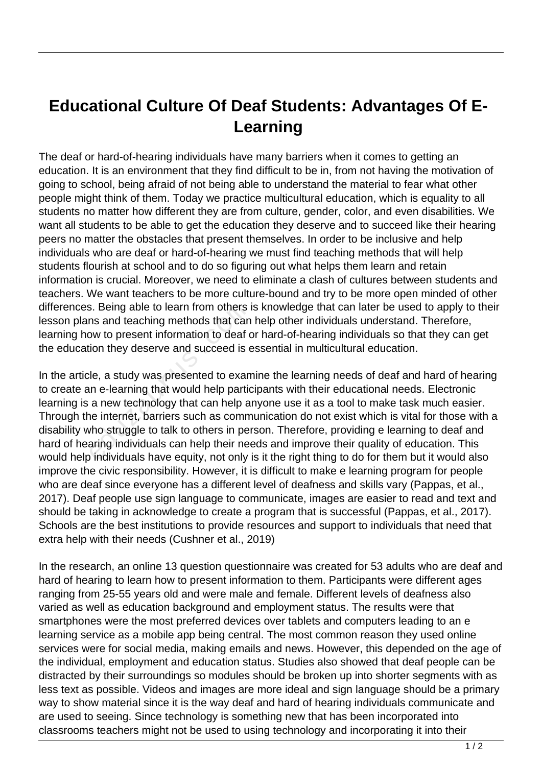# Educational Culture Of Deaf Students: Advantages Of E-Learning

The deaf or hard-of-hearing individuals have many barriers when it comes to getting an education. It is an environment that they find difficult to be in, from not having the motivation of going to school, being afraid of not being able to understand the material to fear what other people might think of them. Today we practice multicultural education, which is equality to all students no matter how different they are from culture, gender, color, and even disabilities. We want all students to be able to get the education they deserve and to succeed like their hearing peers no matter the obstacles that present themselves. In order to be inclusive and help individuals who are deaf or hard-of-hearing we must find teaching methods that will help students flourish at school and to do so figuring out what helps them learn and retain information is crucial. Moreover, we need to eliminate a clash of cultures between students and teachers. We want teachers to be more culture-bound and try to be more open minded of other differences. Being able to learn from others is knowledge that can later be used to apply to their lesson plans and teaching methods that can help other individuals understand. Therefore, learning how to present information to deaf or hard-of-hearing individuals so that they can get the education they deserve and succeed is essential in multicultural education.

In the article, a study was presented to examine the learning needs of deaf and hard of hearing to create an e-learning that would help participants with their educational needs. Electronic learning is a new technology that can help anyone use it as a tool to make task much easier. Through the internet, barriers such as communication do not exist which is vital for those with a disability who struggle to talk to others in person. Therefore, providing e learning to deaf and hard of hearing individuals can help their needs and improve their quality of education. This would help individuals have equity, not only is it the right thing to do for them but it would also improve the civic responsibility. However, it is difficult to make e learning program for people who are deaf since everyone has a different level of deafness and skills vary (Pappas, et al., 2017). Deaf people use sign language to communicate, images are easier to read and text and should be taking in acknowledge to create a program that is successful (Pappas, et al., 2017). Schools are the best institutions to provide resources and support to individuals that need that extra help with their needs (Cushner et al., 2019)

In the research, an online 13 question questionnaire was created for 53 adults who are deaf and hard of hearing to learn how to present information to them. Participants were different ages ranging from 25-55 years old and were male and female. Different levels of deafness also varied as well as education background and employment status. The results were that smartphones were the most preferred devices over tablets and computers leading to an e learning service as a mobile app being central. The most common reason they used online services were for social media, making emails and news. However, this depended on the age of the individual, employment and education status. Studies also showed that deaf people can be distracted by their surroundings so modules should be broken up into shorter segments with as less text as possible. Videos and images are more ideal and sign language should be a primary way to show material since it is the way deaf and hard of hearing individuals communicate and are used to seeing. Since technology is something new that has been incorporated into classrooms teachers might not be used to using technology and incorporating it into their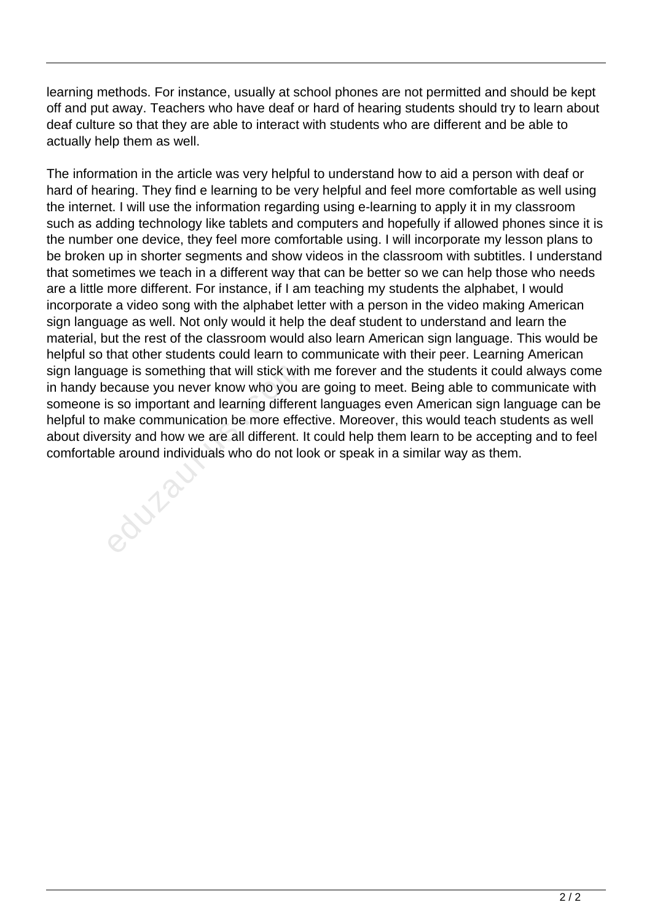learning methods. For instance, usually at school phones are not permitted and should be kept off and put away. Teachers who have deaf or hard of hearing students should try to learn about deaf culture so that they are able to interact with students who are different and be able to actually help them as well.

The information in the article was very helpful to understand how to aid a person with deaf or hard of hearing. They find e learning to be very helpful and feel more comfortable as well using the internet. I will use the information regarding using e-learning to apply it in my classroom such as adding technology like tablets and computers and hopefully if allowed phones since it is the number one device, they feel more comfortable using. I will incorporate my lesson plans to be broken up in shorter segments and show videos in the classroom with subtitles. I understand that sometimes we teach in a different way that can be better so we can help those who needs are a little more different. For instance, if I am teaching my students the alphabet, I would incorporate a video song with the alphabet letter with a person in the video making American sign language as well. Not only would it help the deaf student to understand and learn the material, but the rest of the classroom would also learn American sign language. This would be helpful so that other students could learn to communicate with their peer. Learning American sign language is something that will stick with me forever and the students it could always come in handy because you never know who you are going to meet. Being able to communicate with someone is so important and learning different languages even American sign language can be helpful to make communication be more effective. Moreover, this would teach students as well about diversity and how we are all different. It could help them learn to be accepting and to feel comfortable around individuals who do not look or speak in a similar way as them.